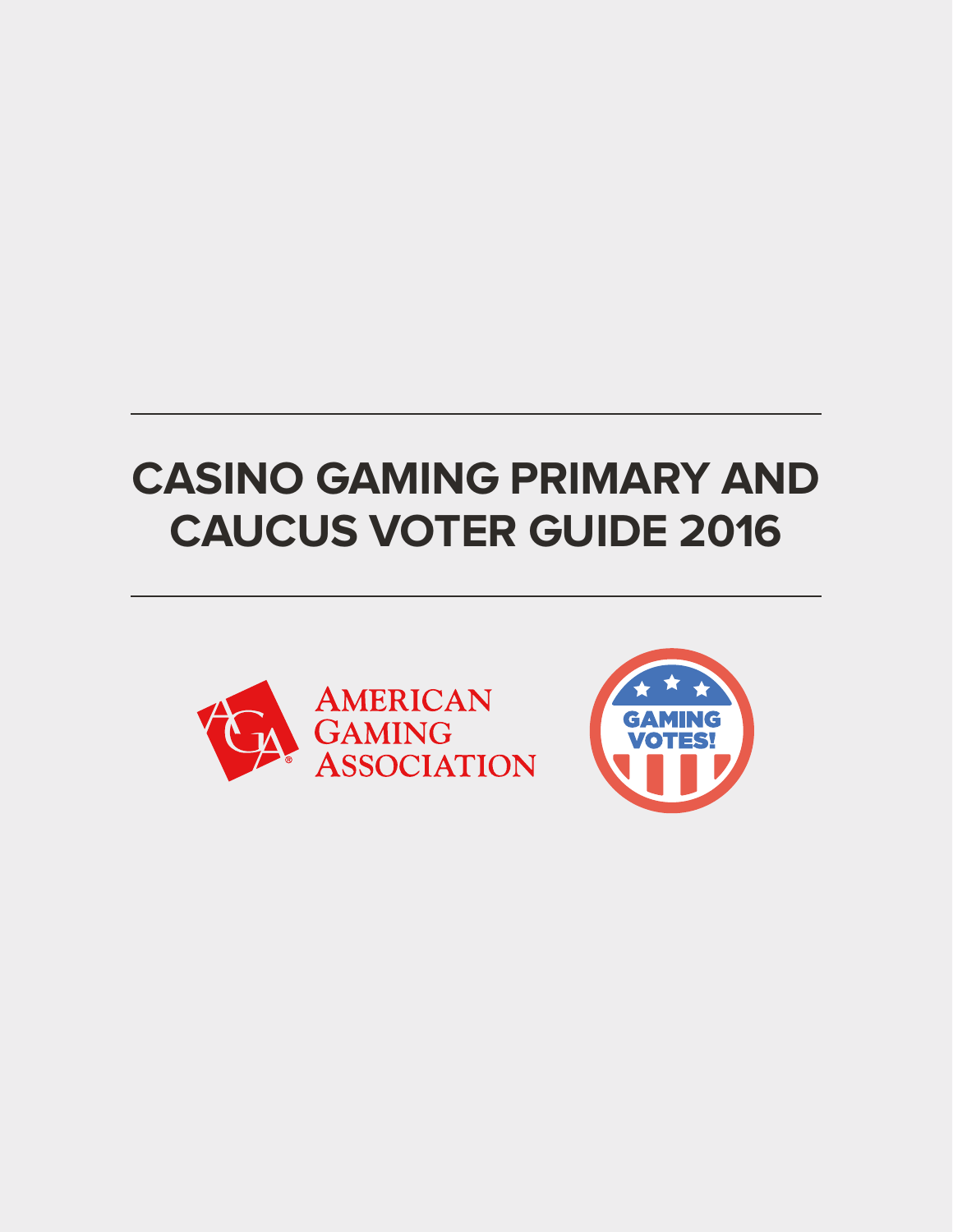# CASINO GAMING PRIMARY AND CAUCUS VOTER GUIDE 2016

AMERICAN GAMING ASSOCIATION

GAMING VOTES!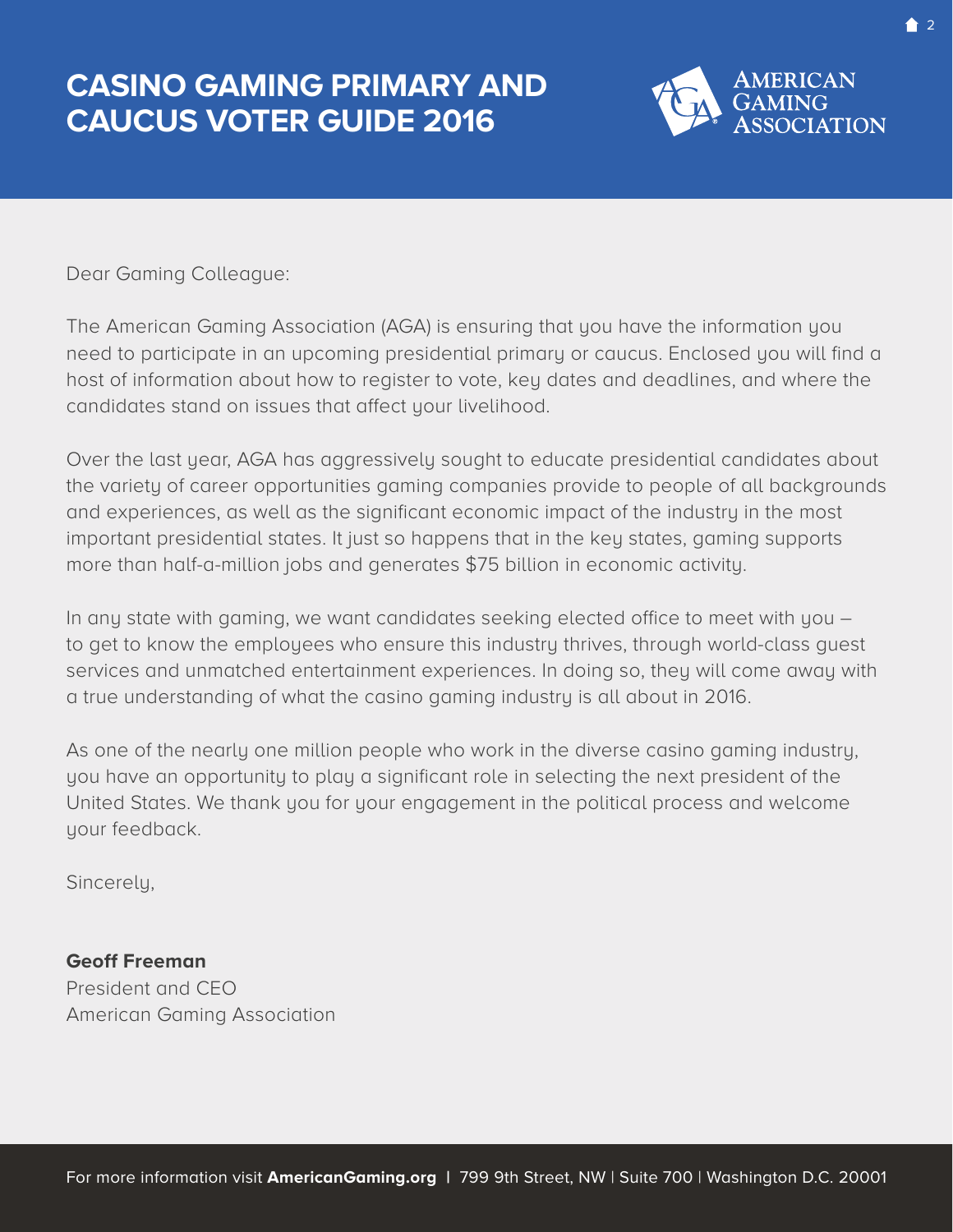# CASINO GAMING PRIMARY AND CAUCUS VOTER GUIDE 2016

Dear Gaming Colleague:

The American Gaming Association (AGA) is ensuring that you have the information you need to participate in an upcoming presidential primary or caucus. Enclosed you will find a host of information about how to register to vote, key dates and deadlines, and where the candidates stand on issues that affect your livelihood.

Over the last year, AGA has aggressively sought to educate presidential candidates about the variety of career opportunities gaming companies provide to people of all backgrounds and experiences, as well as the significant economic impact of the industry in the most important presidential states. It just so happens that in the key states, gaming supports more than half-a-million jobs and generates $75 billion in economic activity.

In any state with gaming, we want candidates seeking elected office to meet with you – to get to know the employees who ensure this industry thrives, through world-class guest services and unmatched entertainment experiences. In doing so, they will come away with a true understanding of what the casino gaming industry is all about in 2016.

As one of the nearly one million people who work in the diverse casino gaming industry, you have an opportunity to play a significant role in selecting the next president of the United States. We thank you for your engagement in the political process and welcome your feedback.

Sincerely,

**Geoff Freeman**
President and CEO
American Gaming Association

For more information visit **AmericanGaming.org** | 799 9th Street, NW | Suite 700 | Washington D.C. 20001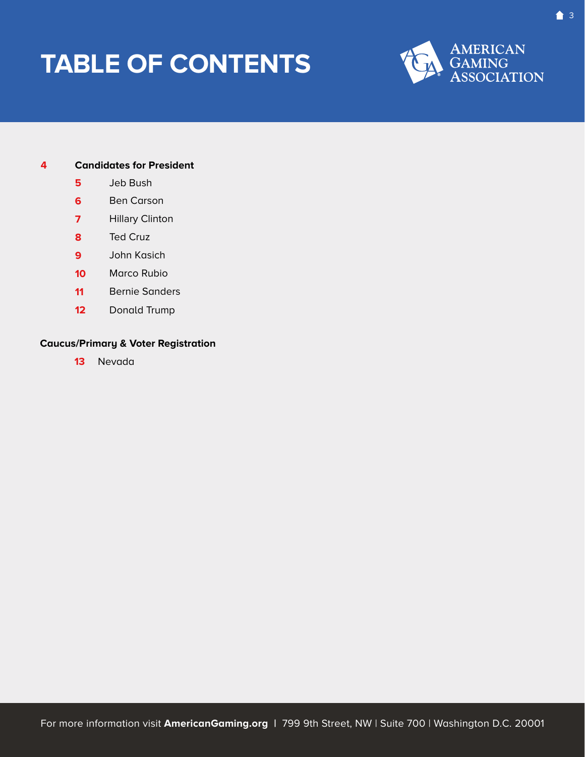# TABLE OF CONTENTS

AMERICAN GAMING ASSOCIATION

**4** **Candidates for President**

- **5** Jeb Bush
- **6** Ben Carson
- **7** Hillary Clinton
- **8** Ted Cruz
- **9** John Kasich
- **10** Marco Rubio
- **11** Bernie Sanders
- **12** Donald Trump

**Caucus/Primary & Voter Registration**

- **13** Nevada

For more information visit **AmericanGaming.org** | 799 9th Street, NW | Suite 700 | Washington D.C. 20001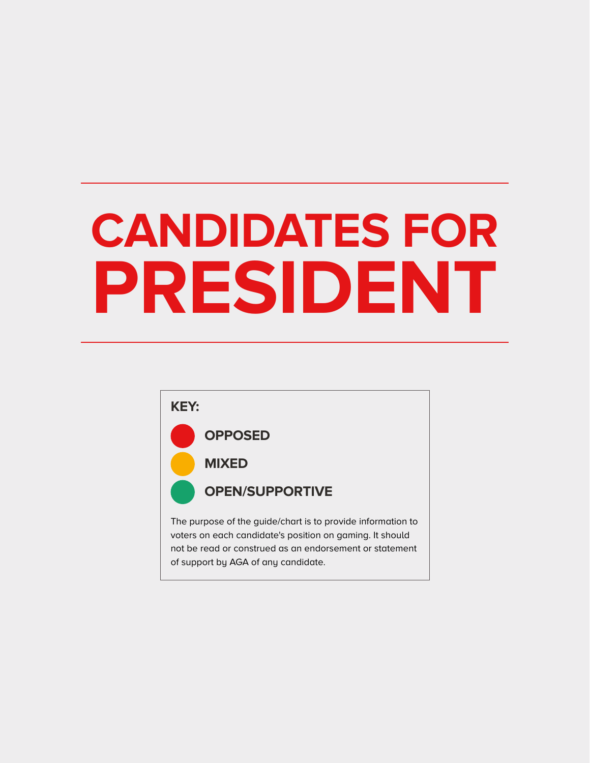# CANDIDATES FOR PRESIDENT

**KEY:**

- **OPPOSED**
- **MIXED**
- **OPEN/SUPPORTIVE**

The purpose of the guide/chart is to provide information to voters on each candidate's position on gaming. It should not be read or construed as an endorsement or statement of support by AGA of any candidate.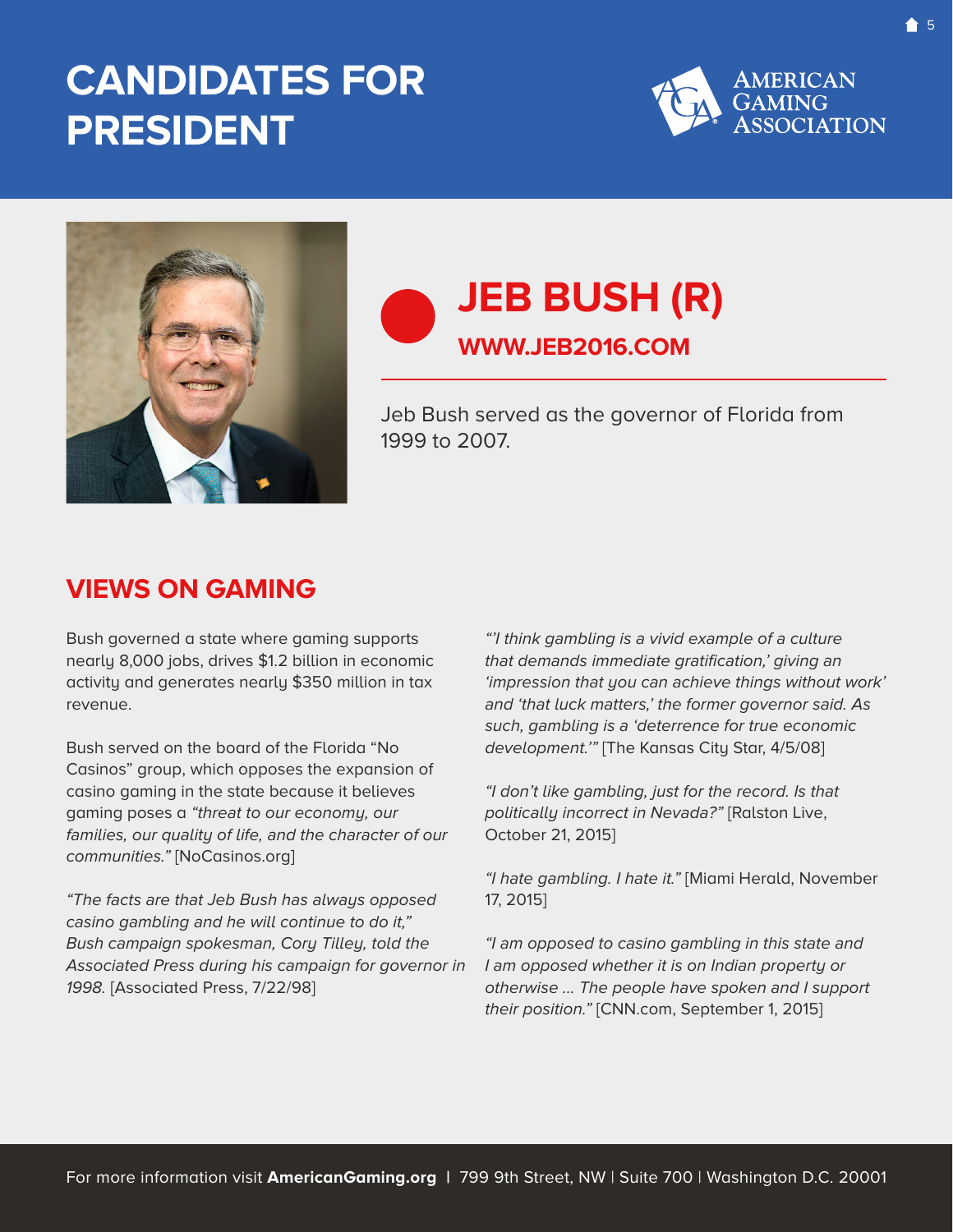# CANDIDATES FOR PRESIDENT

## JEB BUSH (R)

**WWW.JEB2016.COM**

Jeb Bush served as the governor of Florida from 1999 to 2007.

## VIEWS ON GAMING

Bush governed a state where gaming supports nearly 8,000 jobs, drives $1.2 billion in economic activity and generates nearly $350 million in tax revenue.

Bush served on the board of the Florida "No Casinos" group, which opposes the expansion of casino gaming in the state because it believes gaming poses a *"threat to our economy, our families, our quality of life, and the character of our communities."* [NoCasinos.org]

*"The facts are that Jeb Bush has always opposed casino gambling and he will continue to do it," Bush campaign spokesman, Cory Tilley, told the Associated Press during his campaign for governor in 1998.* [Associated Press, 7/22/98]

*"'I think gambling is a vivid example of a culture that demands immediate gratification,' giving an 'impression that you can achieve things without work' and 'that luck matters,' the former governor said. As such, gambling is a 'deterrence for true economic development.'"* [The Kansas City Star, 4/5/08]

*"I don't like gambling, just for the record. Is that politically incorrect in Nevada?"* [Ralston Live, October 21, 2015]

*"I hate gambling. I hate it."* [Miami Herald, November 17, 2015]

*"I am opposed to casino gambling in this state and I am opposed whether it is on Indian property or otherwise ... The people have spoken and I support their position."* [CNN.com, September 1, 2015]

For more information visit **AmericanGaming.org** | 799 9th Street, NW | Suite 700 | Washington D.C. 20001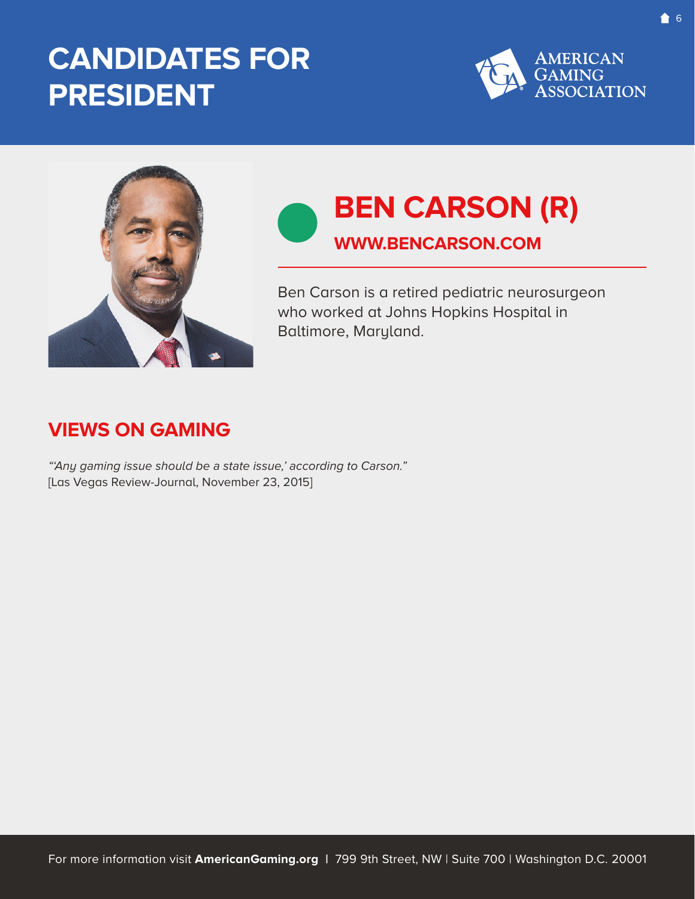# CANDIDATES FOR PRESIDENT

## BEN CARSON (R)

**WWW.BENCARSON.COM**

Ben Carson is a retired pediatric neurosurgeon who worked at Johns Hopkins Hospital in Baltimore, Maryland.

## VIEWS ON GAMING

*"'Any gaming issue should be a state issue,' according to Carson."*
[Las Vegas Review-Journal, November 23, 2015]

For more information visit **AmericanGaming.org** | 799 9th Street, NW | Suite 700 | Washington D.C. 20001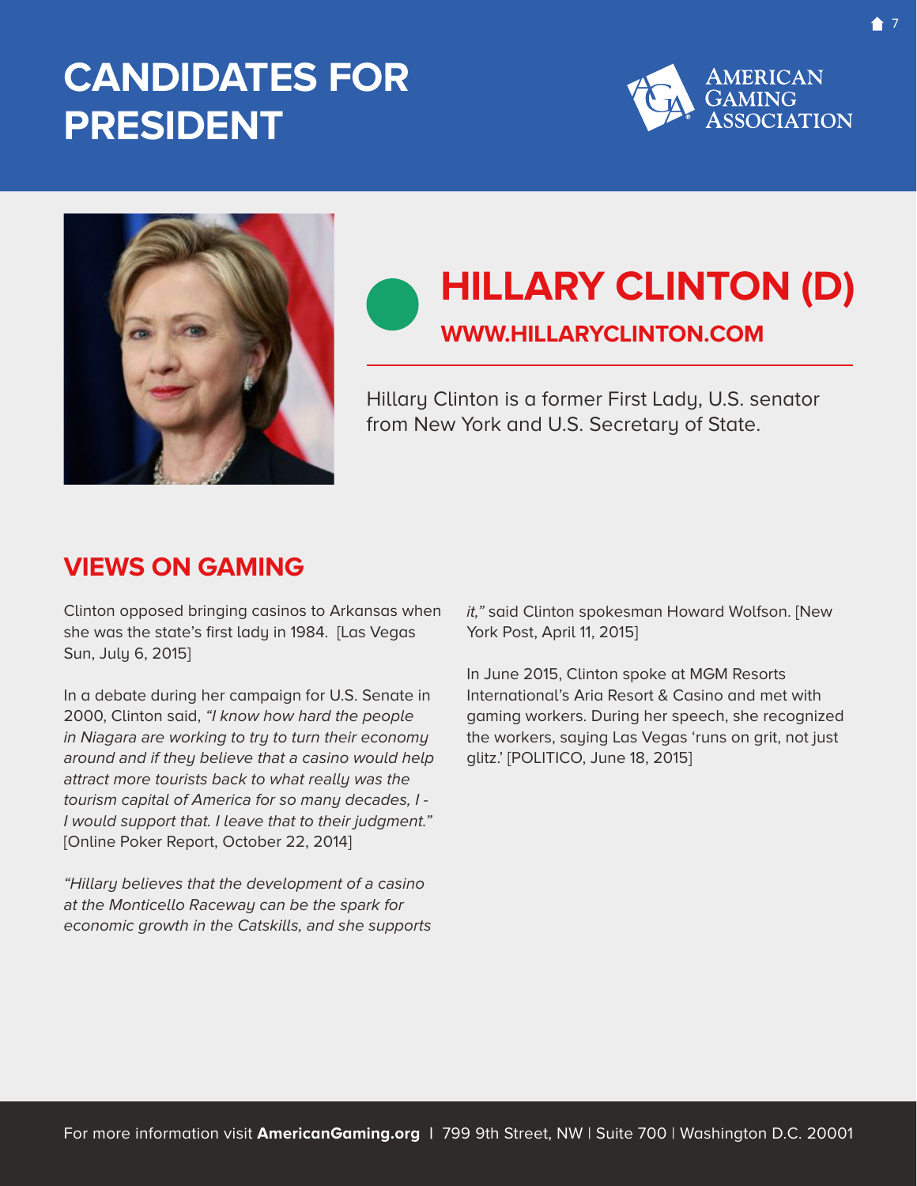# CANDIDATES FOR PRESIDENT

AMERICAN GAMING ASSOCIATION

## HILLARY CLINTON (D)

**WWW.HILLARYCLINTON.COM**

Hillary Clinton is a former First Lady, U.S. senator from New York and U.S. Secretary of State.

## VIEWS ON GAMING

Clinton opposed bringing casinos to Arkansas when she was the state's first lady in 1984. [Las Vegas Sun, July 6, 2015]

In a debate during her campaign for U.S. Senate in 2000, Clinton said, *"I know how hard the people in Niagara are working to try to turn their economy around and if they believe that a casino would help attract more tourists back to what really was the tourism capital of America for so many decades, I - I would support that. I leave that to their judgment."* [Online Poker Report, October 22, 2014]

*"Hillary believes that the development of a casino at the Monticello Raceway can be the spark for economic growth in the Catskills, and she supports it,"* said Clinton spokesman Howard Wolfson. [New York Post, April 11, 2015]

In June 2015, Clinton spoke at MGM Resorts International's Aria Resort & Casino and met with gaming workers. During her speech, she recognized the workers, saying Las Vegas 'runs on grit, not just glitz.' [POLITICO, June 18, 2015]

For more information visit **AmericanGaming.org** | 799 9th Street, NW | Suite 700 | Washington D.C. 20001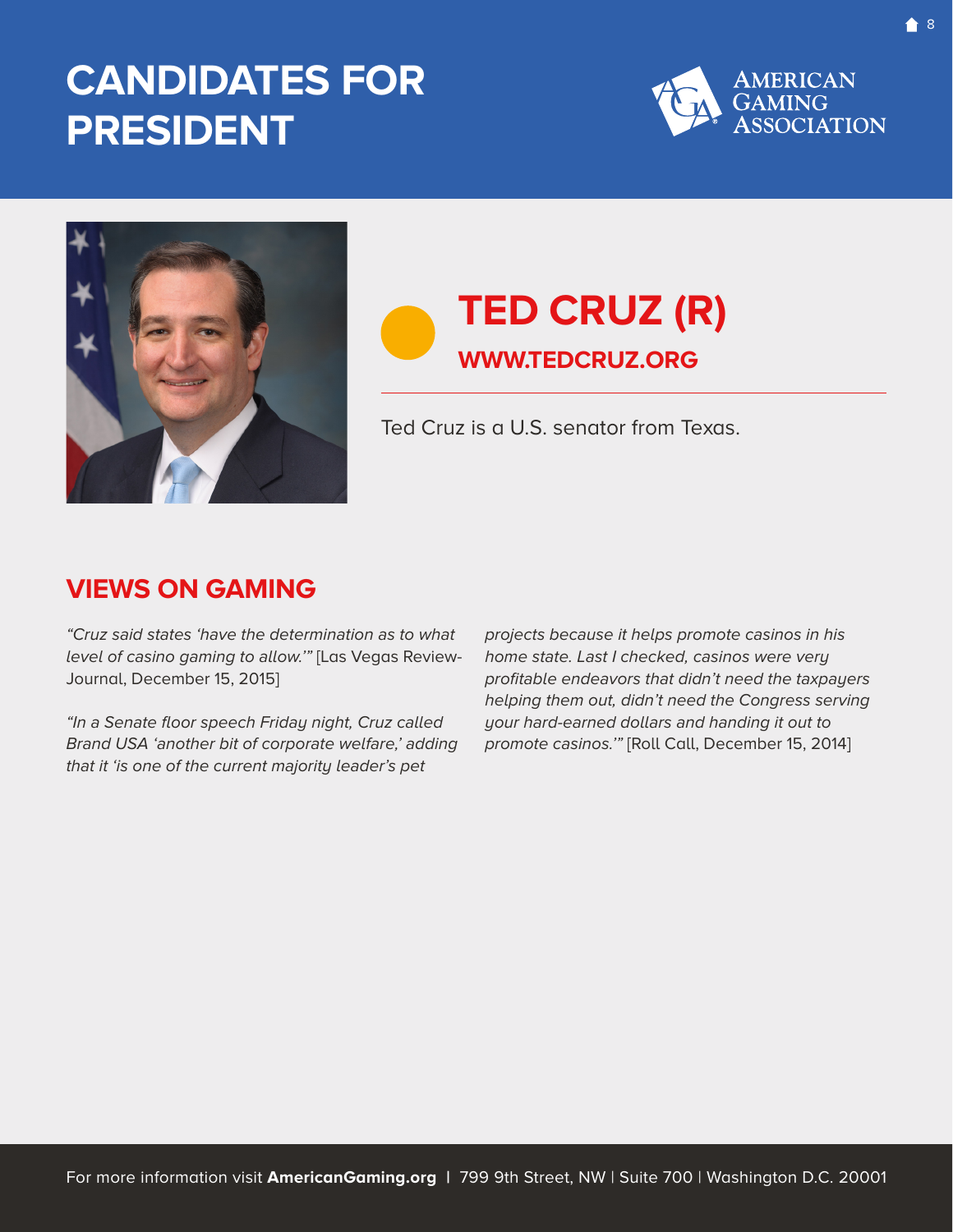# CANDIDATES FOR PRESIDENT

AMERICAN GAMING ASSOCIATION

## TED CRUZ (R)

**WWW.TEDCRUZ.ORG**

Ted Cruz is a U.S. senator from Texas.

## VIEWS ON GAMING

*"Cruz said states 'have the determination as to what level of casino gaming to allow.'"* [Las Vegas Review-Journal, December 15, 2015]

*"In a Senate floor speech Friday night, Cruz called Brand USA 'another bit of corporate welfare,' adding that it 'is one of the current majority leader's pet projects because it helps promote casinos in his home state. Last I checked, casinos were very profitable endeavors that didn't need the taxpayers helping them out, didn't need the Congress serving your hard-earned dollars and handing it out to promote casinos.'"* [Roll Call, December 15, 2014]

For more information visit **AmericanGaming.org** | 799 9th Street, NW | Suite 700 | Washington D.C. 20001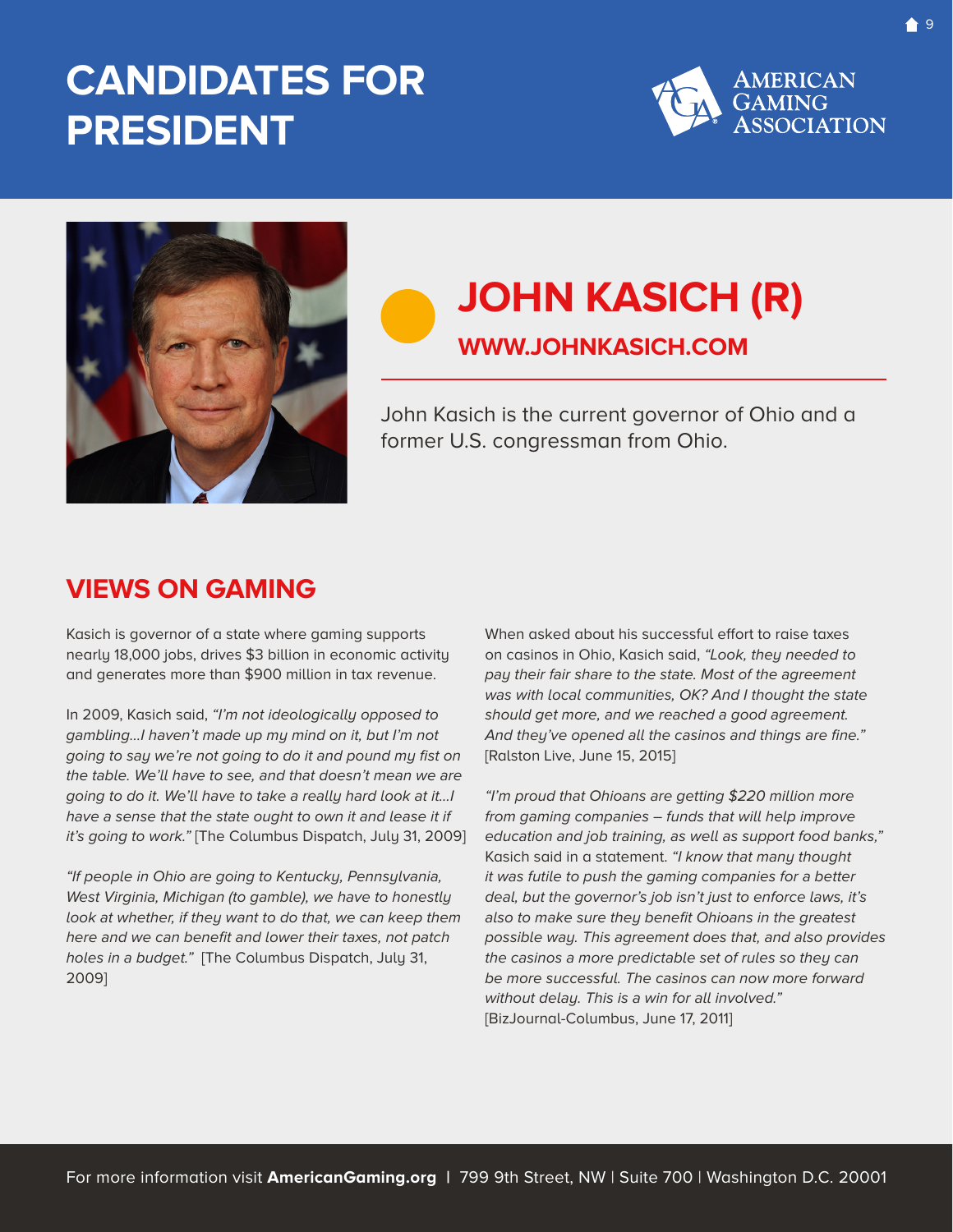# CANDIDATES FOR PRESIDENT

AMERICAN GAMING ASSOCIATION

## JOHN KASICH (R)

**WWW.JOHNKASICH.COM**

John Kasich is the current governor of Ohio and a former U.S. congressman from Ohio.

## VIEWS ON GAMING

Kasich is governor of a state where gaming supports nearly 18,000 jobs, drives $3 billion in economic activity and generates more than $900 million in tax revenue.

In 2009, Kasich said, *"I'm not ideologically opposed to gambling…I haven't made up my mind on it, but I'm not going to say we're not going to do it and pound my fist on the table. We'll have to see, and that doesn't mean we are going to do it. We'll have to take a really hard look at it…I have a sense that the state ought to own it and lease it if it's going to work."* [The Columbus Dispatch, July 31, 2009]

*"If people in Ohio are going to Kentucky, Pennsylvania, West Virginia, Michigan (to gamble), we have to honestly look at whether, if they want to do that, we can keep them here and we can benefit and lower their taxes, not patch holes in a budget."* [The Columbus Dispatch, July 31, 2009]

When asked about his successful effort to raise taxes on casinos in Ohio, Kasich said, *"Look, they needed to pay their fair share to the state. Most of the agreement was with local communities, OK? And I thought the state should get more, and we reached a good agreement. And they've opened all the casinos and things are fine."* [Ralston Live, June 15, 2015]

*"I'm proud that Ohioans are getting $220 million more from gaming companies – funds that will help improve education and job training, as well as support food banks,"* Kasich said in a statement. *"I know that many thought it was futile to push the gaming companies for a better deal, but the governor's job isn't just to enforce laws, it's also to make sure they benefit Ohioans in the greatest possible way. This agreement does that, and also provides the casinos a more predictable set of rules so they can be more successful. The casinos can now more forward without delay. This is a win for all involved."* [BizJournal-Columbus, June 17, 2011]

For more information visit **AmericanGaming.org** | 799 9th Street, NW | Suite 700 | Washington D.C. 20001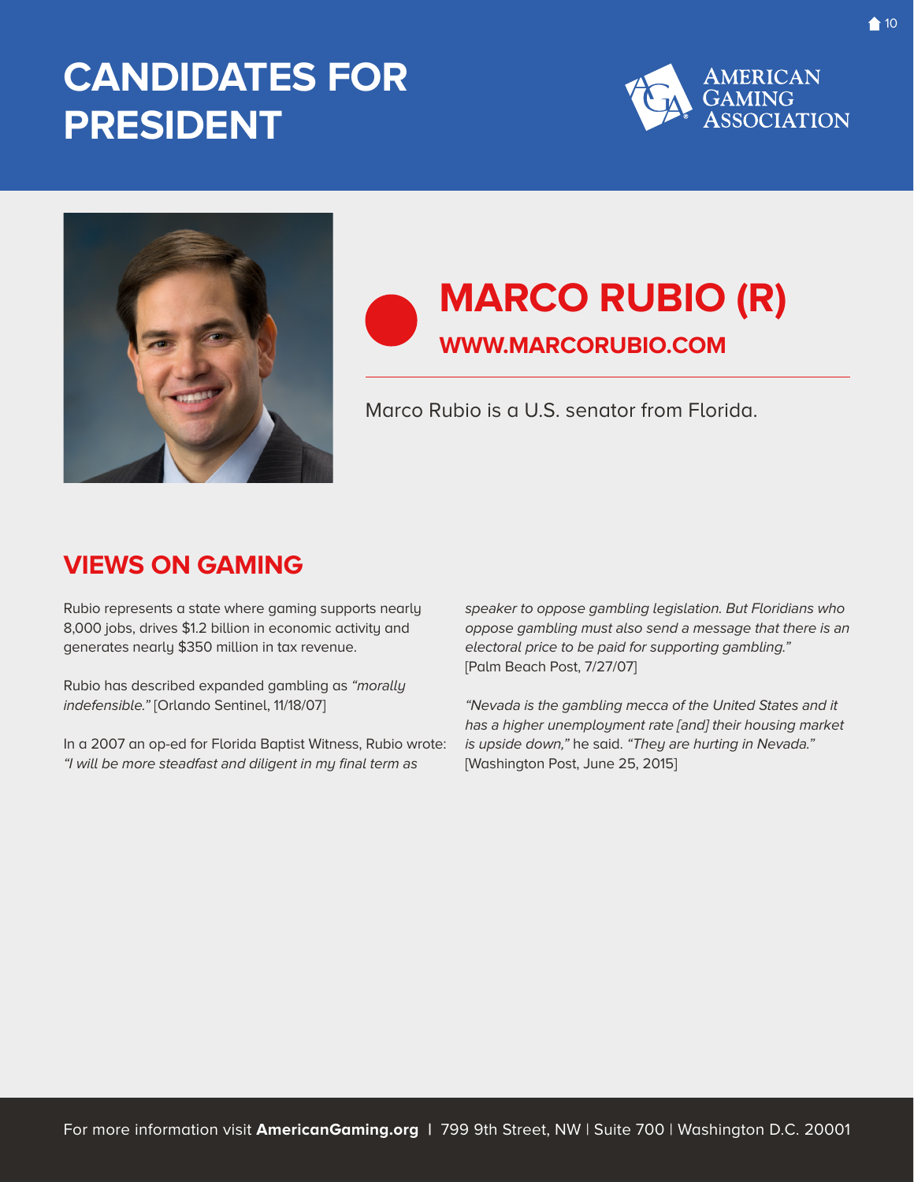# CANDIDATES FOR PRESIDENT

AMERICAN GAMING ASSOCIATION

## MARCO RUBIO (R)

**WWW.MARCORUBIO.COM**

Marco Rubio is a U.S. senator from Florida.

## VIEWS ON GAMING

Rubio represents a state where gaming supports nearly 8,000 jobs, drives $1.2 billion in economic activity and generates nearly $350 million in tax revenue.

Rubio has described expanded gambling as *"morally indefensible."* [Orlando Sentinel, 11/18/07]

In a 2007 an op-ed for Florida Baptist Witness, Rubio wrote: *"I will be more steadfast and diligent in my final term as speaker to oppose gambling legislation. But Floridians who oppose gambling must also send a message that there is an electoral price to be paid for supporting gambling."* [Palm Beach Post, 7/27/07]

*"Nevada is the gambling mecca of the United States and it has a higher unemployment rate [and] their housing market is upside down,"* he said. *"They are hurting in Nevada."* [Washington Post, June 25, 2015]

For more information visit **AmericanGaming.org** | 799 9th Street, NW | Suite 700 | Washington D.C. 20001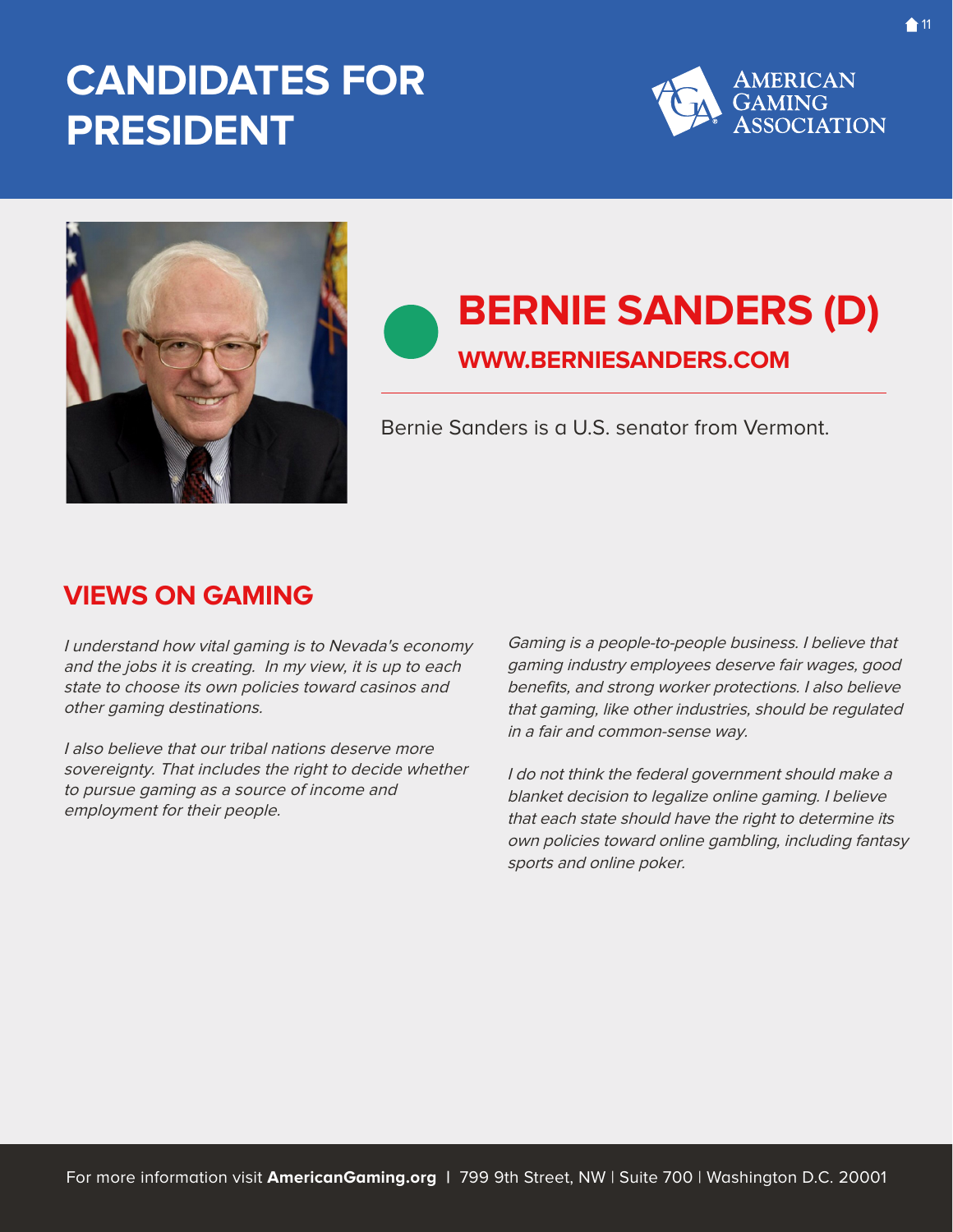# CANDIDATES FOR PRESIDENT

AMERICAN GAMING ASSOCIATION

## BERNIE SANDERS (D)

**WWW.BERNIESANDERS.COM**

Bernie Sanders is a U.S. senator from Vermont.

## VIEWS ON GAMING

*I understand how vital gaming is to Nevada's economy and the jobs it is creating. In my view, it is up to each state to choose its own policies toward casinos and other gaming destinations.*

*I also believe that our tribal nations deserve more sovereignty. That includes the right to decide whether to pursue gaming as a source of income and employment for their people.*

*Gaming is a people-to-people business. I believe that gaming industry employees deserve fair wages, good benefits, and strong worker protections. I also believe that gaming, like other industries, should be regulated in a fair and common-sense way.*

*I do not think the federal government should make a blanket decision to legalize online gaming. I believe that each state should have the right to determine its own policies toward online gambling, including fantasy sports and online poker.*

For more information visit **AmericanGaming.org** | 799 9th Street, NW | Suite 700 | Washington D.C. 20001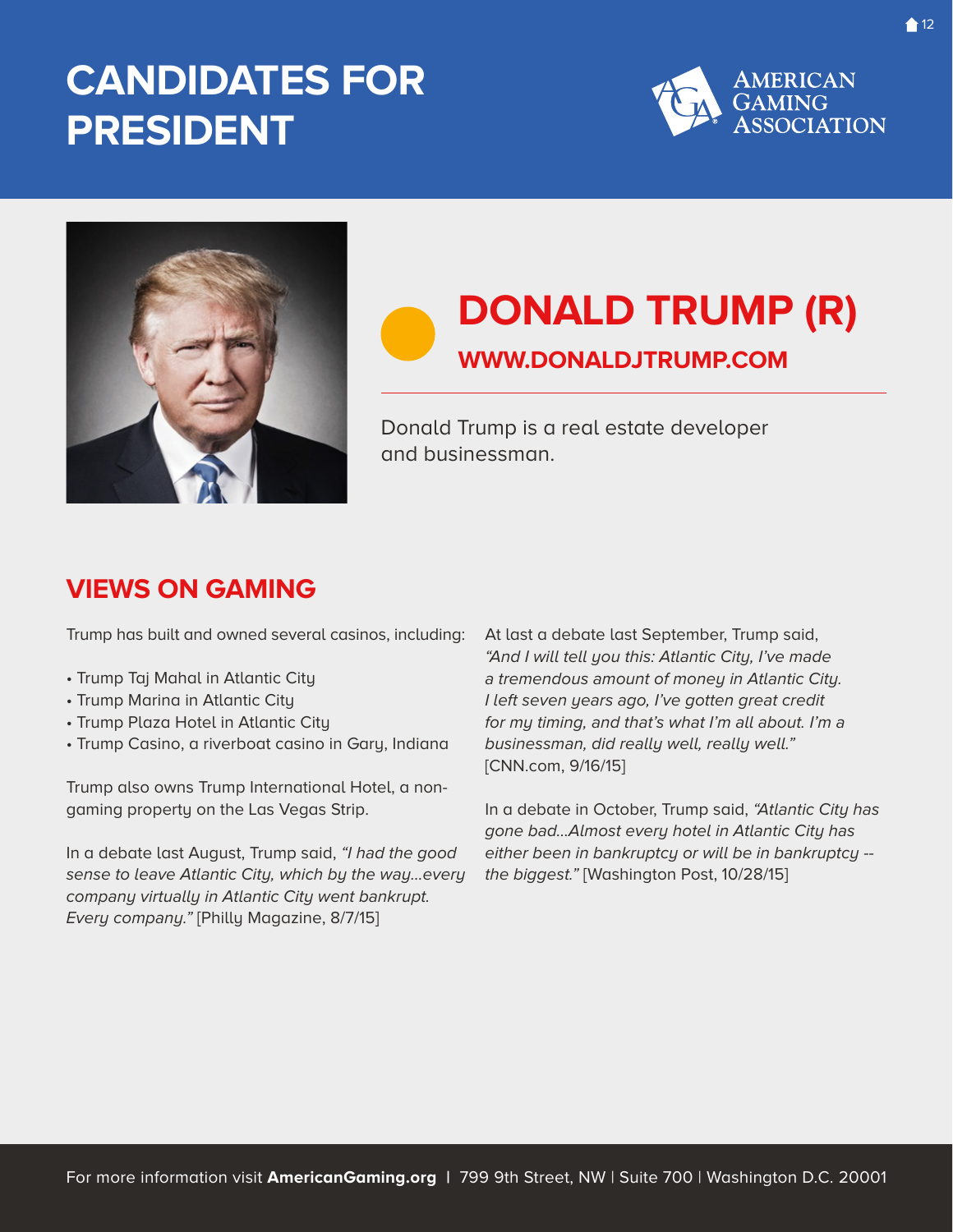# CANDIDATES FOR PRESIDENT

AMERICAN GAMING ASSOCIATION

## DONALD TRUMP (R)

**WWW.DONALDJTRUMP.COM**

Donald Trump is a real estate developer and businessman.

## VIEWS ON GAMING

Trump has built and owned several casinos, including:

- Trump Taj Mahal in Atlantic City
- Trump Marina in Atlantic City
- Trump Plaza Hotel in Atlantic City
- Trump Casino, a riverboat casino in Gary, Indiana

Trump also owns Trump International Hotel, a non-gaming property on the Las Vegas Strip.

In a debate last August, Trump said, *"I had the good sense to leave Atlantic City, which by the way…every company virtually in Atlantic City went bankrupt. Every company."* [Philly Magazine, 8/7/15]

At last a debate last September, Trump said, *"And I will tell you this: Atlantic City, I've made a tremendous amount of money in Atlantic City. I left seven years ago, I've gotten great credit for my timing, and that's what I'm all about. I'm a businessman, did really well, really well."* [CNN.com, 9/16/15]

In a debate in October, Trump said, *"Atlantic City has gone bad…Almost every hotel in Atlantic City has either been in bankruptcy or will be in bankruptcy -- the biggest."* [Washington Post, 10/28/15]

For more information visit **AmericanGaming.org** | 799 9th Street, NW | Suite 700 | Washington D.C. 20001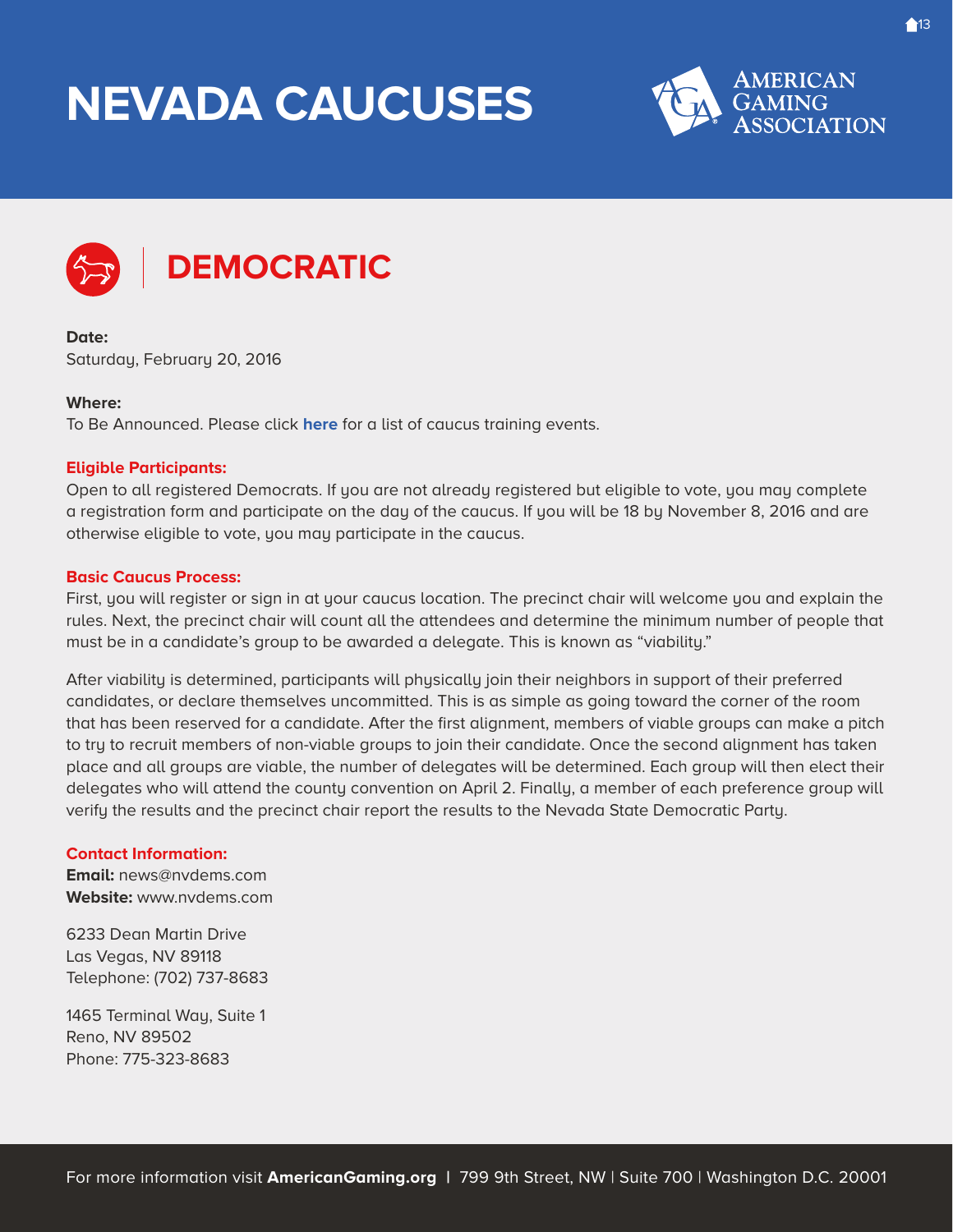# NEVADA CAUCUSES

## DEMOCRATIC

**Date:**
Saturday, February 20, 2016

**Where:**
To Be Announced. Please click **here** for a list of caucus training events.

**Eligible Participants:**
Open to all registered Democrats. If you are not already registered but eligible to vote, you may complete a registration form and participate on the day of the caucus. If you will be 18 by November 8, 2016 and are otherwise eligible to vote, you may participate in the caucus.

**Basic Caucus Process:**
First, you will register or sign in at your caucus location. The precinct chair will welcome you and explain the rules. Next, the precinct chair will count all the attendees and determine the minimum number of people that must be in a candidate's group to be awarded a delegate. This is known as "viability."

After viability is determined, participants will physically join their neighbors in support of their preferred candidates, or declare themselves uncommitted. This is as simple as going toward the corner of the room that has been reserved for a candidate. After the first alignment, members of viable groups can make a pitch to try to recruit members of non-viable groups to join their candidate. Once the second alignment has taken place and all groups are viable, the number of delegates will be determined. Each group will then elect their delegates who will attend the county convention on April 2. Finally, a member of each preference group will verify the results and the precinct chair report the results to the Nevada State Democratic Party.

**Contact Information:**
**Email:** news@nvdems.com
**Website:** www.nvdems.com

6233 Dean Martin Drive
Las Vegas, NV 89118
Telephone: (702) 737-8683

1465 Terminal Way, Suite 1
Reno, NV 89502
Phone: 775-323-8683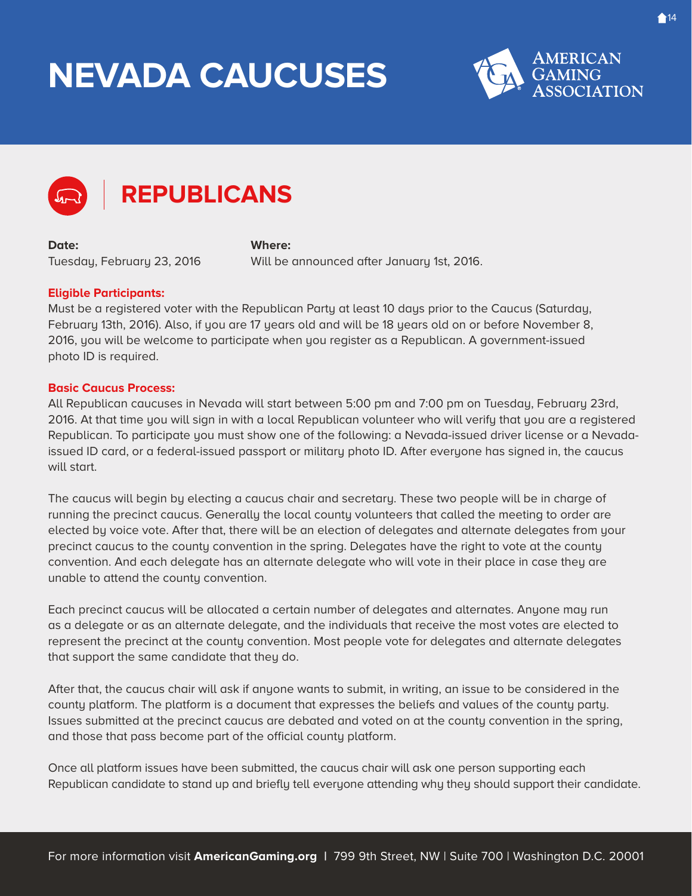# NEVADA CAUCUSES

AMERICAN GAMING ASSOCIATION

## REPUBLICANS

**Date:**
Tuesday, February 23, 2016

**Where:**
Will be announced after January 1st, 2016.

**Eligible Participants:**
Must be a registered voter with the Republican Party at least 10 days prior to the Caucus (Saturday, February 13th, 2016). Also, if you are 17 years old and will be 18 years old on or before November 8, 2016, you will be welcome to participate when you register as a Republican. A government-issued photo ID is required.

**Basic Caucus Process:**
All Republican caucuses in Nevada will start between 5:00 pm and 7:00 pm on Tuesday, February 23rd, 2016. At that time you will sign in with a local Republican volunteer who will verify that you are a registered Republican. To participate you must show one of the following: a Nevada-issued driver license or a Nevada-issued ID card, or a federal-issued passport or military photo ID. After everyone has signed in, the caucus will start.

The caucus will begin by electing a caucus chair and secretary. These two people will be in charge of running the precinct caucus. Generally the local county volunteers that called the meeting to order are elected by voice vote. After that, there will be an election of delegates and alternate delegates from your precinct caucus to the county convention in the spring. Delegates have the right to vote at the county convention. And each delegate has an alternate delegate who will vote in their place in case they are unable to attend the county convention.

Each precinct caucus will be allocated a certain number of delegates and alternates. Anyone may run as a delegate or as an alternate delegate, and the individuals that receive the most votes are elected to represent the precinct at the county convention. Most people vote for delegates and alternate delegates that support the same candidate that they do.

After that, the caucus chair will ask if anyone wants to submit, in writing, an issue to be considered in the county platform. The platform is a document that expresses the beliefs and values of the county party. Issues submitted at the precinct caucus are debated and voted on at the county convention in the spring, and those that pass become part of the official county platform.

Once all platform issues have been submitted, the caucus chair will ask one person supporting each Republican candidate to stand up and briefly tell everyone attending why they should support their candidate.

For more information visit **AmericanGaming.org** | 799 9th Street, NW | Suite 700 | Washington D.C. 20001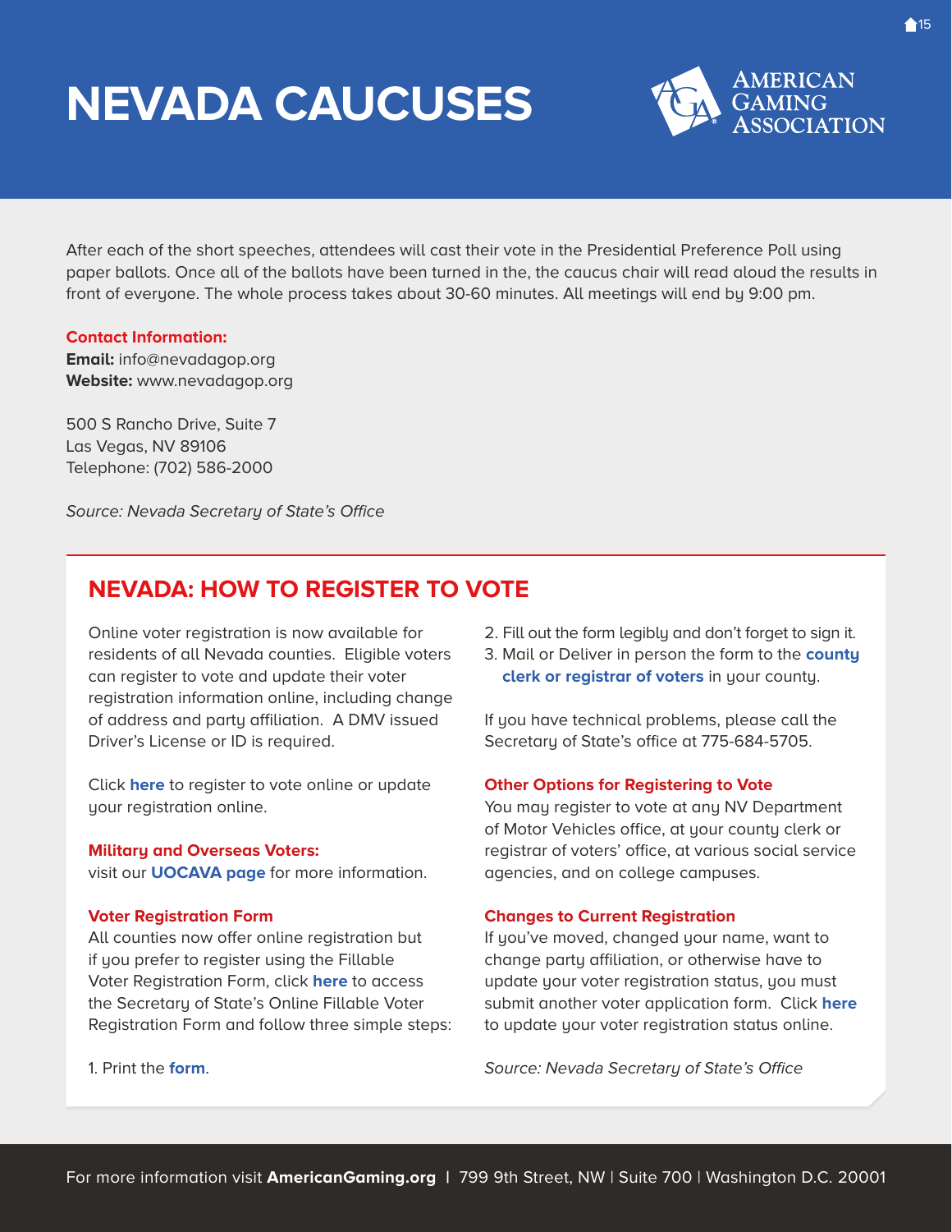# NEVADA CAUCUSES

After each of the short speeches, attendees will cast their vote in the Presidential Preference Poll using paper ballots. Once all of the ballots have been turned in the, the caucus chair will read aloud the results in front of everyone. The whole process takes about 30-60 minutes. All meetings will end by 9:00 pm.

**Contact Information:**
**Email:** info@nevadagop.org
**Website:** www.nevadagop.org

500 S Rancho Drive, Suite 7
Las Vegas, NV 89106
Telephone: (702) 586-2000

*Source: Nevada Secretary of State's Office*

## NEVADA: HOW TO REGISTER TO VOTE

Online voter registration is now available for residents of all Nevada counties. Eligible voters can register to vote and update their voter registration information online, including change of address and party affiliation. A DMV issued Driver's License or ID is required.

Click **here** to register to vote online or update your registration online.

**Military and Overseas Voters:**
visit our **UOCAVA page** for more information.

**Voter Registration Form**
All counties now offer online registration but if you prefer to register using the Fillable Voter Registration Form, click **here** to access the Secretary of State's Online Fillable Voter Registration Form and follow three simple steps:

1. Print the **form**.
2. Fill out the form legibly and don't forget to sign it.
3. Mail or Deliver in person the form to the **county clerk or registrar of voters** in your county.

If you have technical problems, please call the Secretary of State's office at 775-684-5705.

**Other Options for Registering to Vote**
You may register to vote at any NV Department of Motor Vehicles office, at your county clerk or registrar of voters' office, at various social service agencies, and on college campuses.

**Changes to Current Registration**
If you've moved, changed your name, want to change party affiliation, or otherwise have to update your voter registration status, you must submit another voter application form. Click **here** to update your voter registration status online.

*Source: Nevada Secretary of State's Office*

For more information visit **AmericanGaming.org** | 799 9th Street, NW | Suite 700 | Washington D.C. 20001